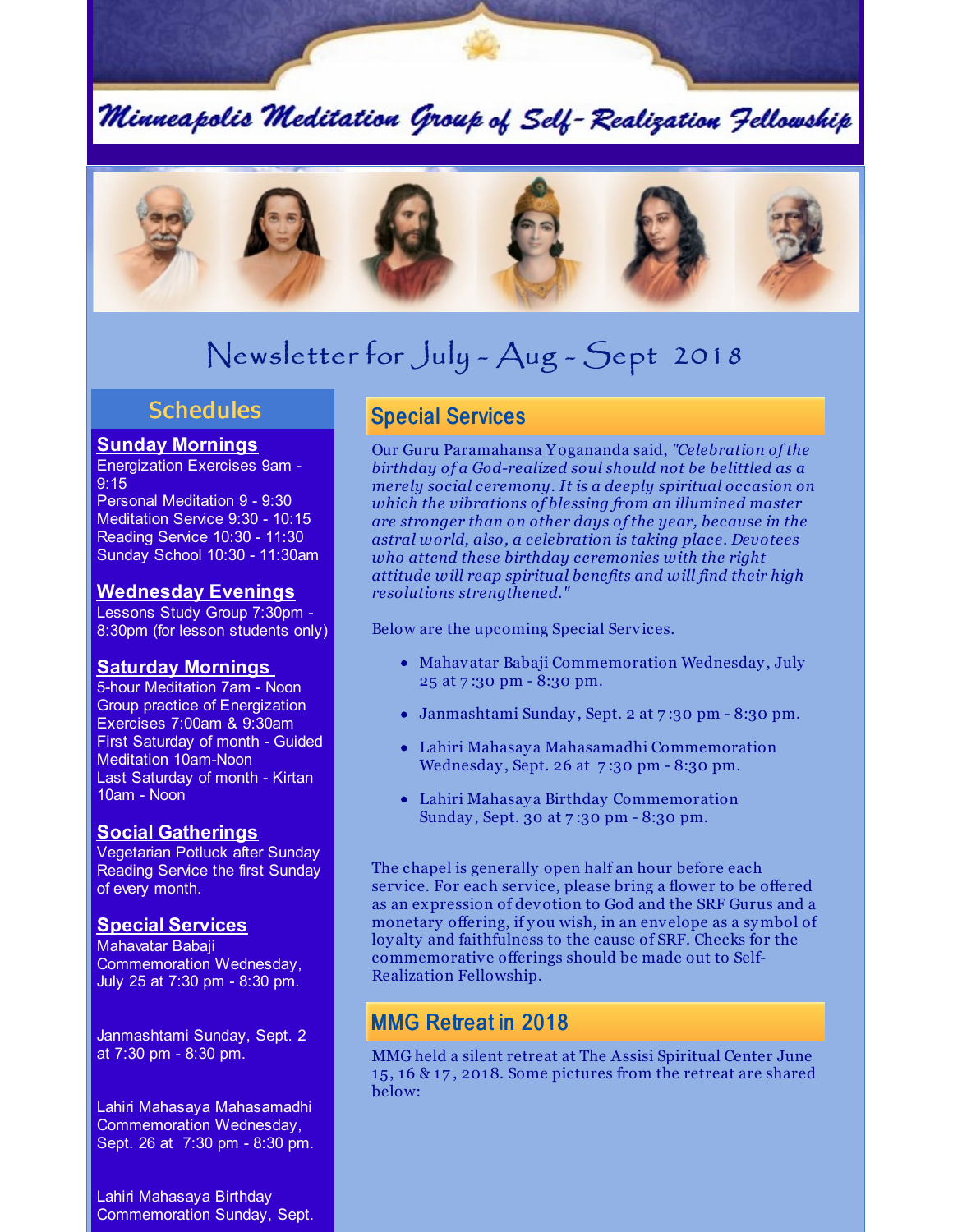# Minneapolis Meditation Group of Self-Realization Fellowship

## Newsletter for July - Aug - Sept 2018

## Schedules

**Sunday Mornings**

Energization Exercises 9am - 9:15
Personal Meditation 9 - 9:30
Meditation Service 9:30 - 10:15
Reading Service 10:30 - 11:30
Sunday School 10:30 - 11:30am

**Wednesday Evenings**

Lessons Study Group 7:30pm - 8:30pm (for lesson students only)

**Saturday Mornings**

5-hour Meditation 7am - Noon
Group practice of Energization Exercises 7:00am & 9:30am
First Saturday of month - Guided Meditation 10am-Noon
Last Saturday of month - Kirtan 10am - Noon

**Social Gatherings**

Vegetarian Potluck after Sunday Reading Service the first Sunday of every month.

**Special Services**

Mahavatar Babaji Commemoration Wednesday, July 25 at 7:30 pm - 8:30 pm.

Janmashtami Sunday, Sept. 2 at 7:30 pm - 8:30 pm.

Lahiri Mahasaya Mahasamadhi Commemoration Wednesday, Sept. 26 at 7:30 pm - 8:30 pm.

Lahiri Mahasaya Birthday Commemoration Sunday, Sept.

## Special Services

Our Guru Paramahansa Yogananda said, *"Celebration of the birthday of a God-realized soul should not be belittled as a merely social ceremony. It is a deeply spiritual occasion on which the vibrations of blessing from an illumined master are stronger than on other days of the year, because in the astral world, also, a celebration is taking place. Devotees who attend these birthday ceremonies with the right attitude will reap spiritual benefits and will find their high resolutions strengthened."*

Below are the upcoming Special Services.

- Mahavatar Babaji Commemoration Wednesday, July 25 at 7:30 pm - 8:30 pm.
- Janmashtami Sunday, Sept. 2 at 7:30 pm - 8:30 pm.
- Lahiri Mahasaya Mahasamadhi Commemoration Wednesday, Sept. 26 at 7:30 pm - 8:30 pm.
- Lahiri Mahasaya Birthday Commemoration Sunday, Sept. 30 at 7:30 pm - 8:30 pm.

The chapel is generally open half an hour before each service. For each service, please bring a flower to be offered as an expression of devotion to God and the SRF Gurus and a monetary offering, if you wish, in an envelope as a symbol of loyalty and faithfulness to the cause of SRF. Checks for the commemorative offerings should be made out to Self-Realization Fellowship.

## MMG Retreat in 2018

MMG held a silent retreat at The Assisi Spiritual Center June 15, 16 & 17, 2018. Some pictures from the retreat are shared below: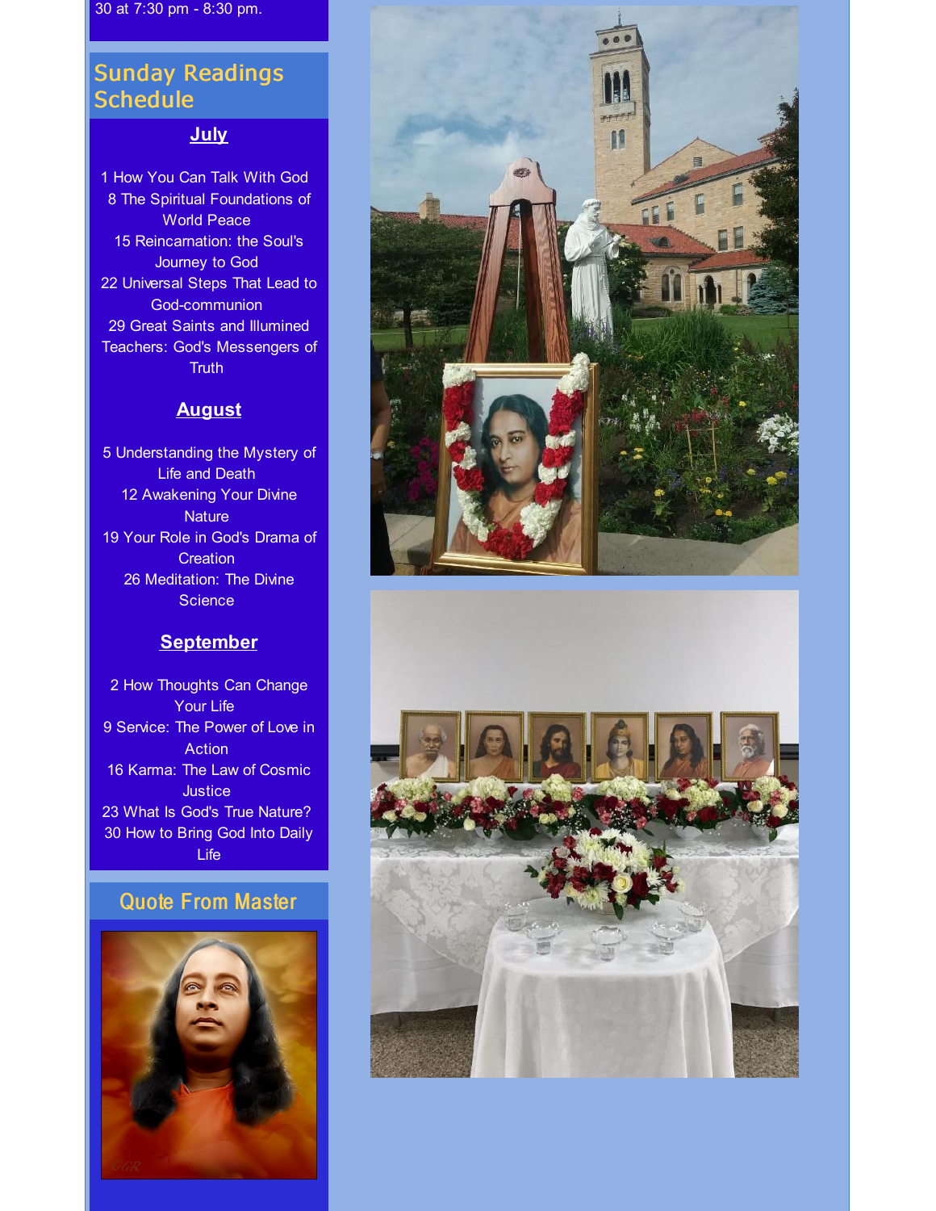30 at 7:30 pm - 8:30 pm.

## Sunday Readings Schedule

### July

1 How You Can Talk With God
8 The Spiritual Foundations of World Peace
15 Reincarnation: the Soul's Journey to God
22 Universal Steps That Lead to God-communion
29 Great Saints and Illumined Teachers: God's Messengers of Truth

### August

5 Understanding the Mystery of Life and Death
12 Awakening Your Divine Nature
19 Your Role in God's Drama of Creation
26 Meditation: The Divine Science

### September

2 How Thoughts Can Change Your Life
9 Service: The Power of Love in Action
16 Karma: The Law of Cosmic Justice
23 What Is God's True Nature?
30 How to Bring God Into Daily Life

## Quote From Master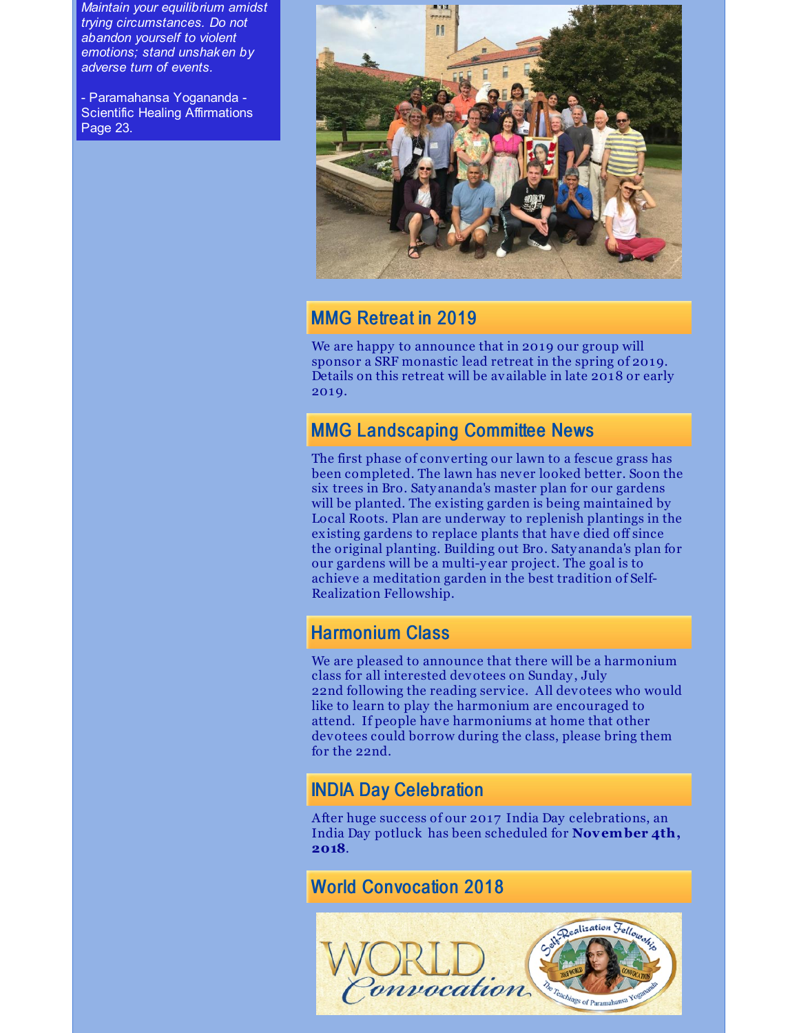*Maintain your equilibrium amidst trying circumstances. Do not abandon yourself to violent emotions; stand unshaken by adverse turn of events.*

- Paramahansa Yogananda - Scientific Healing Affirmations Page 23.

## MMG Retreat in 2019

We are happy to announce that in 2019 our group will sponsor a SRF monastic lead retreat in the spring of 2019. Details on this retreat will be available in late 2018 or early 2019.

## MMG Landscaping Committee News

The first phase of converting our lawn to a fescue grass has been completed. The lawn has never looked better. Soon the six trees in Bro. Satyananda's master plan for our gardens will be planted. The existing garden is being maintained by Local Roots. Plan are underway to replenish plantings in the existing gardens to replace plants that have died off since the original planting. Building out Bro. Satyananda's plan for our gardens will be a multi-year project. The goal is to achieve a meditation garden in the best tradition of Self-Realization Fellowship.

## Harmonium Class

We are pleased to announce that there will be a harmonium class for all interested devotees on Sunday, July 22nd following the reading service. All devotees who would like to learn to play the harmonium are encouraged to attend. If people have harmoniums at home that other devotees could borrow during the class, please bring them for the 22nd.

## INDIA Day Celebration

After huge success of our 2017 India Day celebrations, an India Day potluck has been scheduled for **November 4th, 2018**.

## World Convocation 2018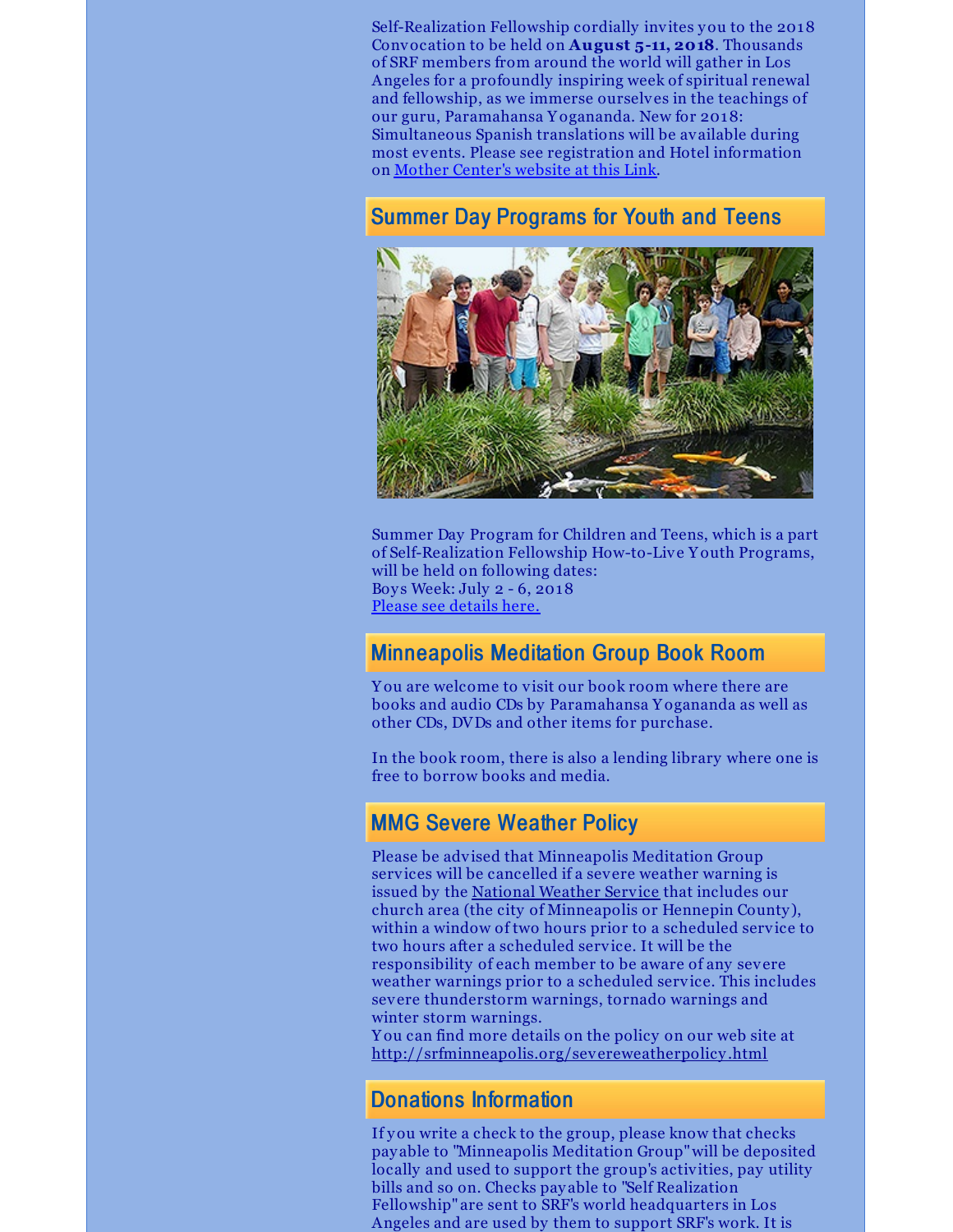Self-Realization Fellowship cordially invites you to the 2018 Convocation to be held on **August 5-11, 2018**. Thousands of SRF members from around the world will gather in Los Angeles for a profoundly inspiring week of spiritual renewal and fellowship, as we immerse ourselves in the teachings of our guru, Paramahansa Yogananda. New for 2018: Simultaneous Spanish translations will be available during most events. Please see registration and Hotel information on Mother Center's website at this Link.

## Summer Day Programs for Youth and Teens

Summer Day Program for Children and Teens, which is a part of Self-Realization Fellowship How-to-Live Youth Programs, will be held on following dates:
Boys Week: July 2 - 6, 2018
Please see details here.

## Minneapolis Meditation Group Book Room

You are welcome to visit our book room where there are books and audio CDs by Paramahansa Yogananda as well as other CDs, DVDs and other items for purchase.

In the book room, there is also a lending library where one is free to borrow books and media.

## MMG Severe Weather Policy

Please be advised that Minneapolis Meditation Group services will be cancelled if a severe weather warning is issued by the National Weather Service that includes our church area (the city of Minneapolis or Hennepin County), within a window of two hours prior to a scheduled service to two hours after a scheduled service. It will be the responsibility of each member to be aware of any severe weather warnings prior to a scheduled service. This includes severe thunderstorm warnings, tornado warnings and winter storm warnings.
You can find more details on the policy on our web site at http://srfminneapolis.org/severeweatherpolicy.html

## Donations Information

If you write a check to the group, please know that checks payable to "Minneapolis Meditation Group" will be deposited locally and used to support the group's activities, pay utility bills and so on. Checks payable to "Self Realization Fellowship" are sent to SRF's world headquarters in Los Angeles and are used by them to support SRF's work. It is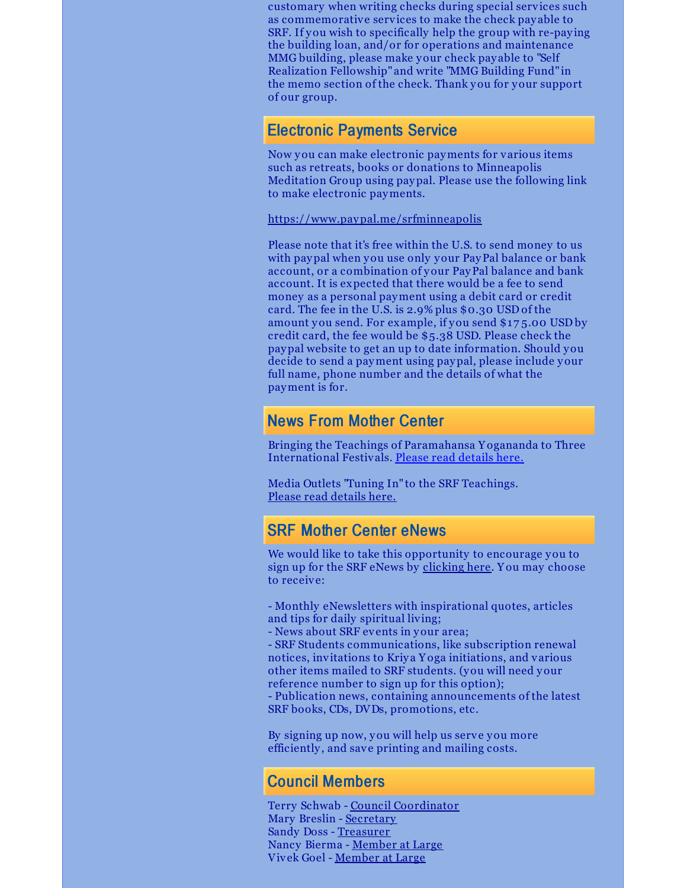customary when writing checks during special services such as commemorative services to make the check payable to SRF. If you wish to specifically help the group with re-paying the building loan, and/or for operations and maintenance MMG building, please make your check payable to "Self Realization Fellowship" and write "MMG Building Fund" in the memo section of the check. Thank you for your support of our group.

## Electronic Payments Service

Now you can make electronic payments for various items such as retreats, books or donations to Minneapolis Meditation Group using paypal. Please use the following link to make electronic payments.

https://www.paypal.me/srfminneapolis

Please note that it's free within the U.S. to send money to us with paypal when you use only your PayPal balance or bank account, or a combination of your PayPal balance and bank account. It is expected that there would be a fee to send money as a personal payment using a debit card or credit card. The fee in the U.S. is 2.9% plus $0.30 USD of the amount you send. For example, if you send $175.00 USD by credit card, the fee would be $5.38 USD. Please check the paypal website to get an up to date information. Should you decide to send a payment using paypal, please include your full name, phone number and the details of what the payment is for.

## News From Mother Center

Bringing the Teachings of Paramahansa Yogananda to Three International Festivals. Please read details here.

Media Outlets "Tuning In" to the SRF Teachings.
Please read details here.

## SRF Mother Center eNews

We would like to take this opportunity to encourage you to sign up for the SRF eNews by clicking here. You may choose to receive:

- Monthly eNewsletters with inspirational quotes, articles and tips for daily spiritual living;
- News about SRF events in your area;
- SRF Students communications, like subscription renewal notices, invitations to Kriya Yoga initiations, and various other items mailed to SRF students. (you will need your reference number to sign up for this option);
- Publication news, containing announcements of the latest SRF books, CDs, DVDs, promotions, etc.

By signing up now, you will help us serve you more efficiently, and save printing and mailing costs.

## Council Members

Terry Schwab - Council Coordinator
Mary Breslin - Secretary
Sandy Doss - Treasurer
Nancy Bierma - Member at Large
Vivek Goel - Member at Large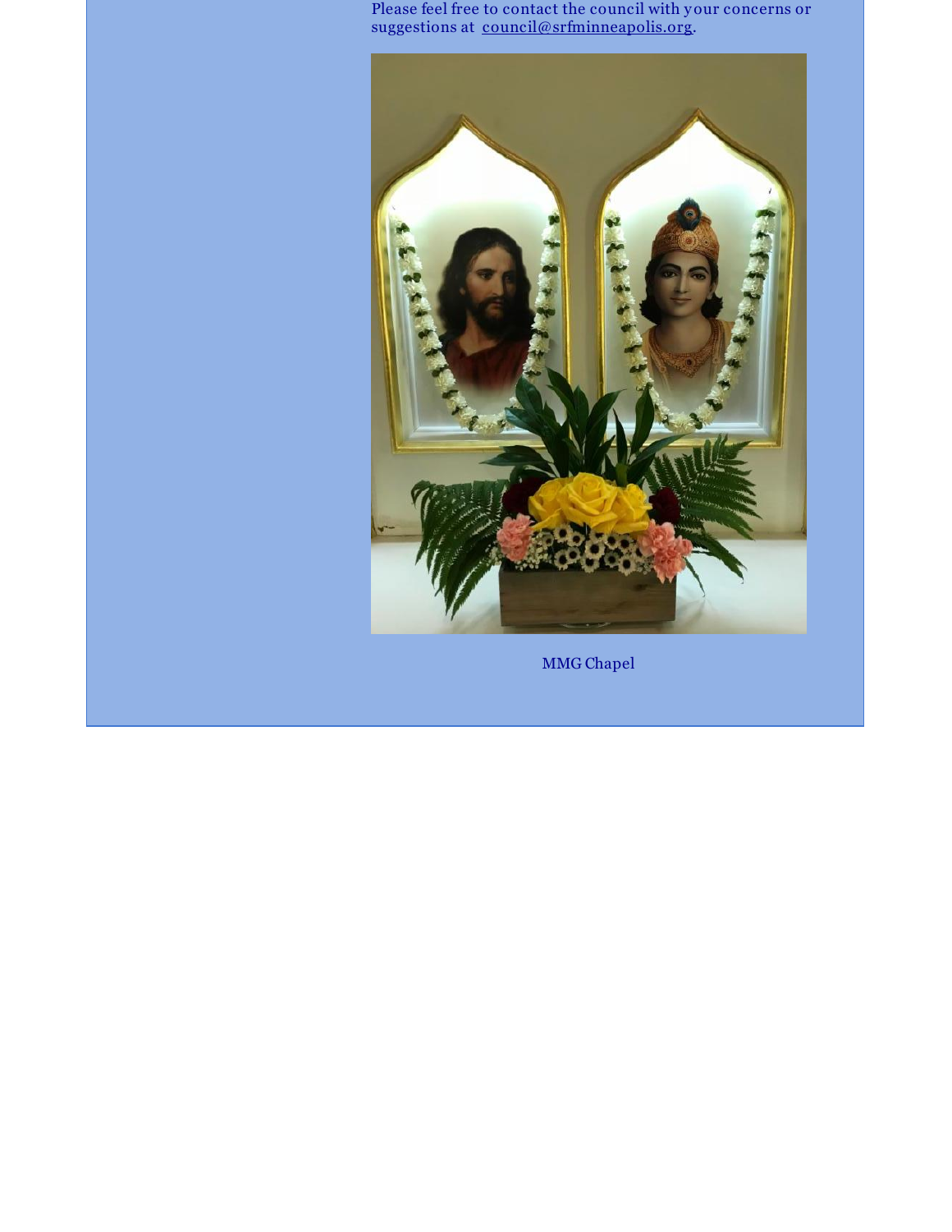Please feel free to contact the council with your concerns or suggestions at council@srfminneapolis.org.

MMG Chapel